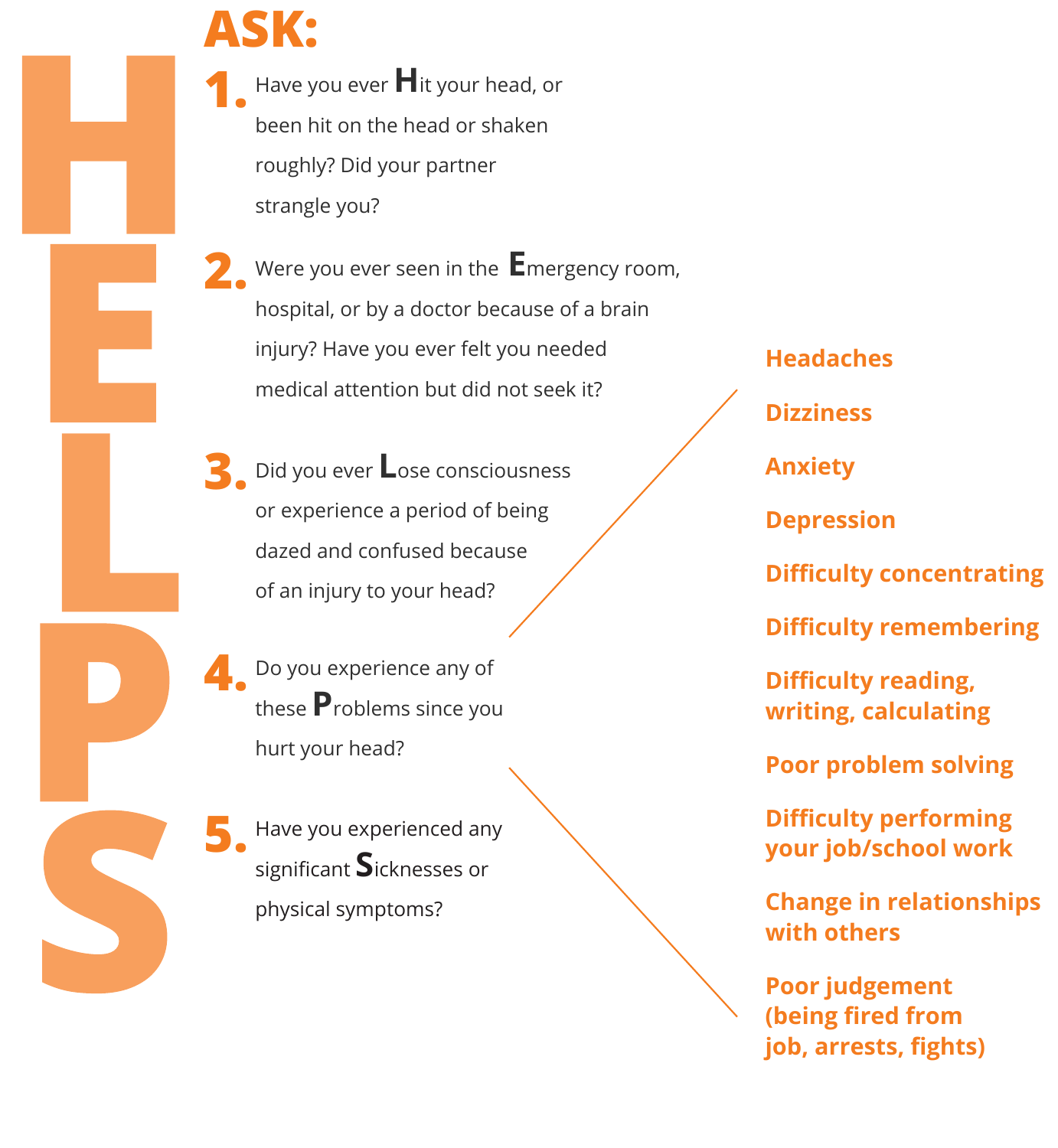# HELPS

## ASK:

1. Have you ever **H**it your head, or been hit on the head or shaken roughly? Did your partner strangle you?

2. Were you ever seen in the **E**mergency room, hospital, or by a doctor because of a brain injury? Have you ever felt you needed medical attention but did not seek it?

3. Did you ever **L**ose consciousness or experience a period of being dazed and confused because of an injury to your head?

4. Do you experience any of these **P**roblems since you hurt your head?
   - Headaches
   - Dizziness
   - Anxiety
   - Depression
   - Difficulty concentrating
   - Difficulty remembering
   - Difficulty reading, writing, calculating
   - Poor problem solving
   - Difficulty performing your job/school work
   - Change in relationships with others
   - Poor judgement (being fired from job, arrests, fights)

5. Have you experienced any significant **S**icknesses or physical symptoms?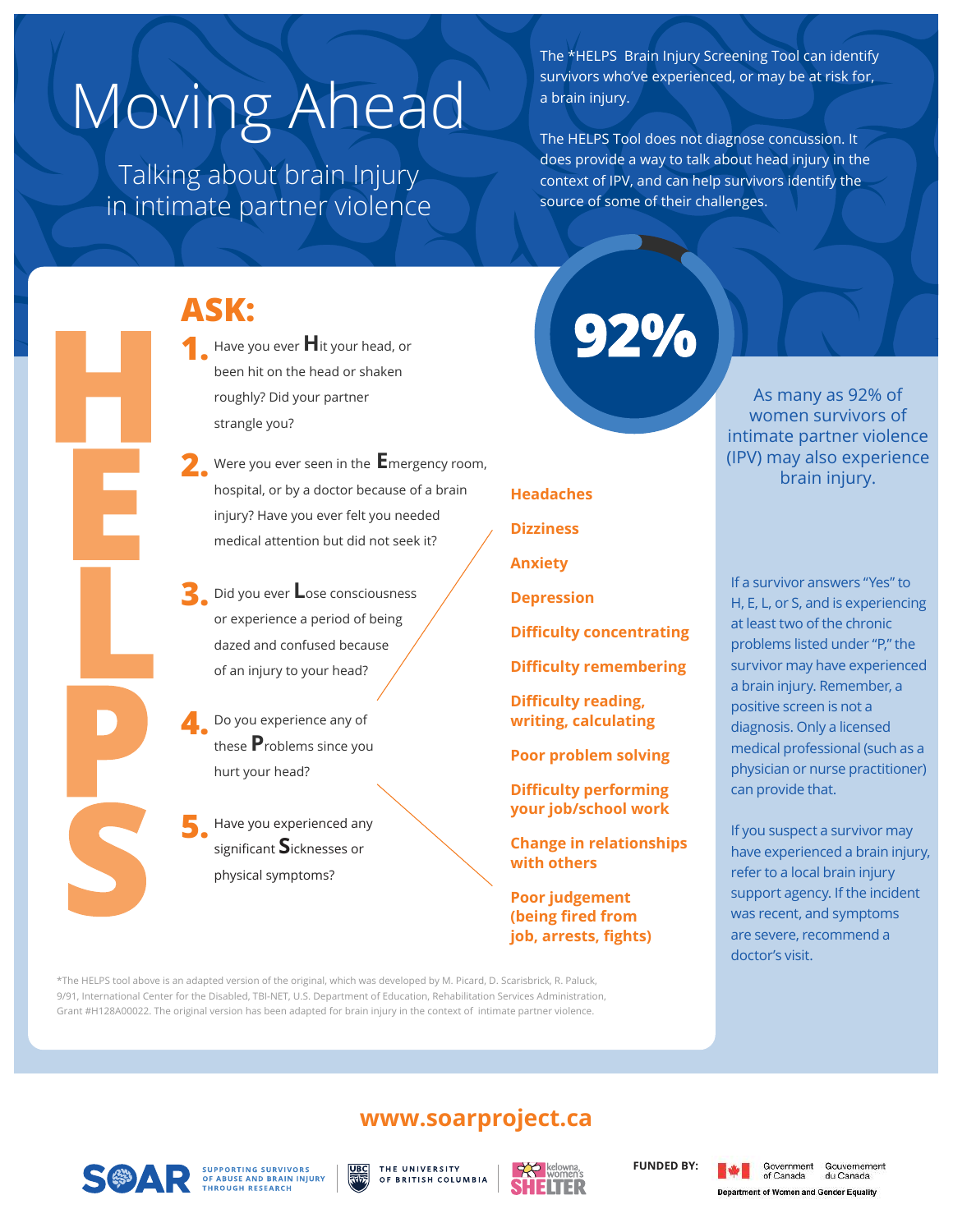# Moving Ahead

## Talking about brain Injury in intimate partner violence

The *HELPS Brain Injury Screening Tool can identify survivors who've experienced, or may be at risk for, a brain injury.

The HELPS Tool does not diagnose concussion. It does provide a way to talk about head injury in the context of IPV, and can help survivors identify the source of some of their challenges.

**92%**

As many as 92% of women survivors of intimate partner violence (IPV) may also experience brain injury.

## ASK:

1. Have you ever **H**it your head, or been hit on the head or shaken roughly? Did your partner strangle you?
2. Were you ever seen in the **E**mergency room, hospital, or by a doctor because of a brain injury? Have you ever felt you needed medical attention but did not seek it?
3. Did you ever **L**ose consciousness or experience a period of being dazed and confused because of an injury to your head?
4. Do you experience any of these **P**roblems since you hurt your head?
5. Have you experienced any significant **S**icknesses or physical symptoms?

- **Headaches**
- **Dizziness**
- **Anxiety**
- **Depression**
- **Difficulty concentrating**
- **Difficulty remembering**
- **Difficulty reading, writing, calculating**
- **Poor problem solving**
- **Difficulty performing your job/school work**
- **Change in relationships with others**
- **Poor judgement (being fired from job, arrests, fights)**

If a survivor answers "Yes" to H, E, L, or S, and is experiencing at least two of the chronic problems listed under "P," the survivor may have experienced a brain injury. Remember, a positive screen is not a diagnosis. Only a licensed medical professional (such as a physician or nurse practitioner) can provide that.

If you suspect a survivor may have experienced a brain injury, refer to a local brain injury support agency. If the incident was recent, and symptoms are severe, recommend a doctor's visit.

*The HELPS tool above is an adapted version of the original, which was developed by M. Picard, D. Scarisbrick, R. Paluck, 9/91, International Center for the Disabled, TBI-NET, U.S. Department of Education, Rehabilitation Services Administration, Grant #H128A00022. The original version has been adapted for brain injury in the context of intimate partner violence.

**www.soarproject.ca**

SOAR SUPPORTING SURVIVORS OF ABUSE AND BRAIN INJURY THROUGH RESEARCH | THE UNIVERSITY OF BRITISH COLUMBIA | kelowna women's SHELTER

FUNDED BY: Government of Canada / Gouvernement du Canada — Department of Women and Gender Equality